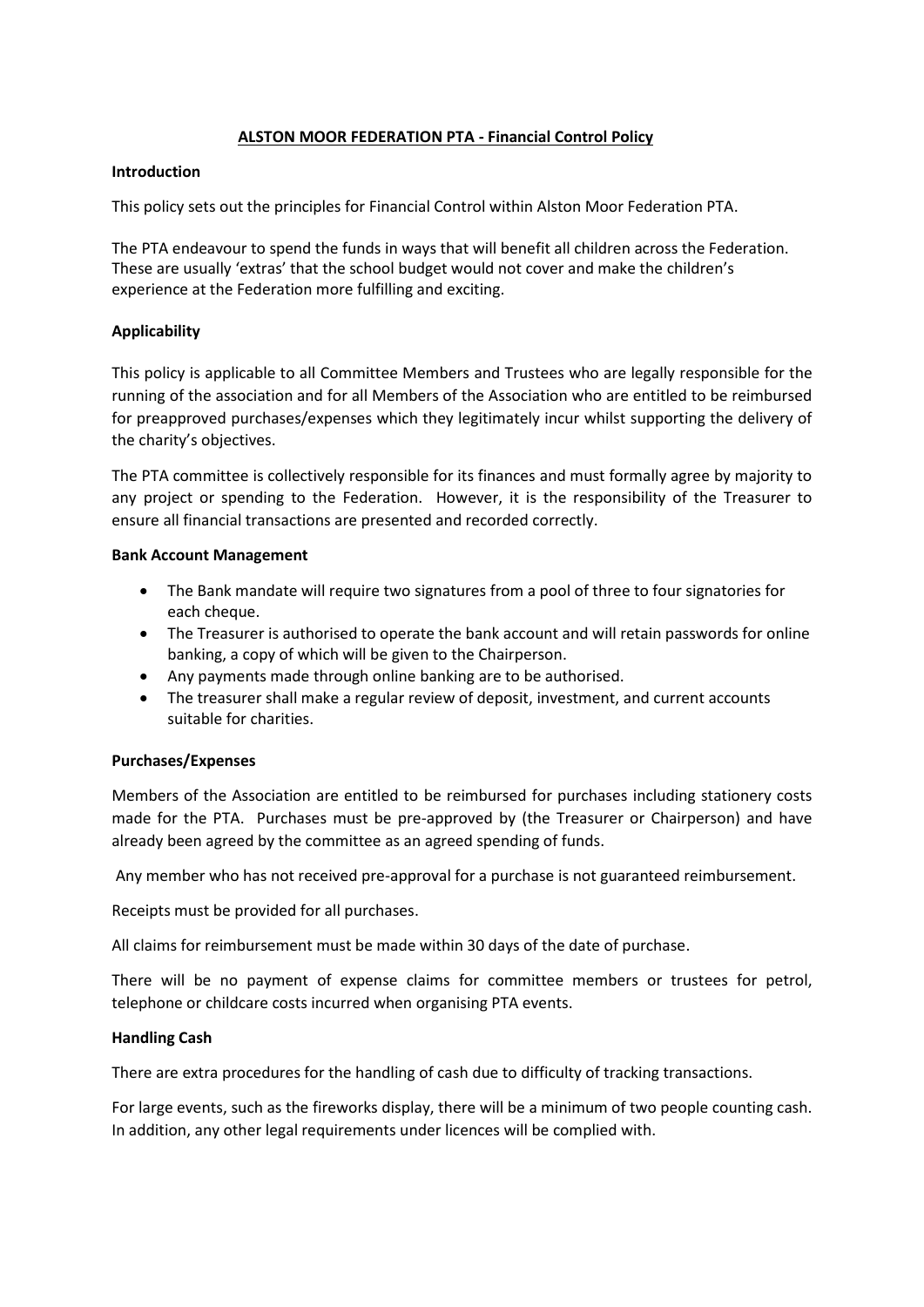# ALSTON MOOR FEDERATION PTA - Financial Control Policy

## Introduction

This policy sets out the principles for Financial Control within Alston Moor Federation PTA.

The PTA endeavour to spend the funds in ways that will benefit all children across the Federation. These are usually 'extras' that the school budget would not cover and make the children's experience at the Federation more fulfilling and exciting.

## Applicability

This policy is applicable to all Committee Members and Trustees who are legally responsible for the running of the association and for all Members of the Association who are entitled to be reimbursed for preapproved purchases/expenses which they legitimately incur whilst supporting the delivery of the charity's objectives.

The PTA committee is collectively responsible for its finances and must formally agree by majority to any project or spending to the Federation. However, it is the responsibility of the Treasurer to ensure all financial transactions are presented and recorded correctly.

## Bank Account Management

- The Bank mandate will require two signatures from a pool of three to four signatories for each cheque.
- The Treasurer is authorised to operate the bank account and will retain passwords for online banking, a copy of which will be given to the Chairperson.
- Any payments made through online banking are to be authorised.
- The treasurer shall make a regular review of deposit, investment, and current accounts suitable for charities.

## Purchases/Expenses

Members of the Association are entitled to be reimbursed for purchases including stationery costs made for the PTA. Purchases must be pre-approved by (the Treasurer or Chairperson) and have already been agreed by the committee as an agreed spending of funds.

Any member who has not received pre-approval for a purchase is not guaranteed reimbursement.

Receipts must be provided for all purchases.

All claims for reimbursement must be made within 30 days of the date of purchase.

There will be no payment of expense claims for committee members or trustees for petrol, telephone or childcare costs incurred when organising PTA events.

## Handling Cash

There are extra procedures for the handling of cash due to difficulty of tracking transactions.

For large events, such as the fireworks display, there will be a minimum of two people counting cash. In addition, any other legal requirements under licences will be complied with.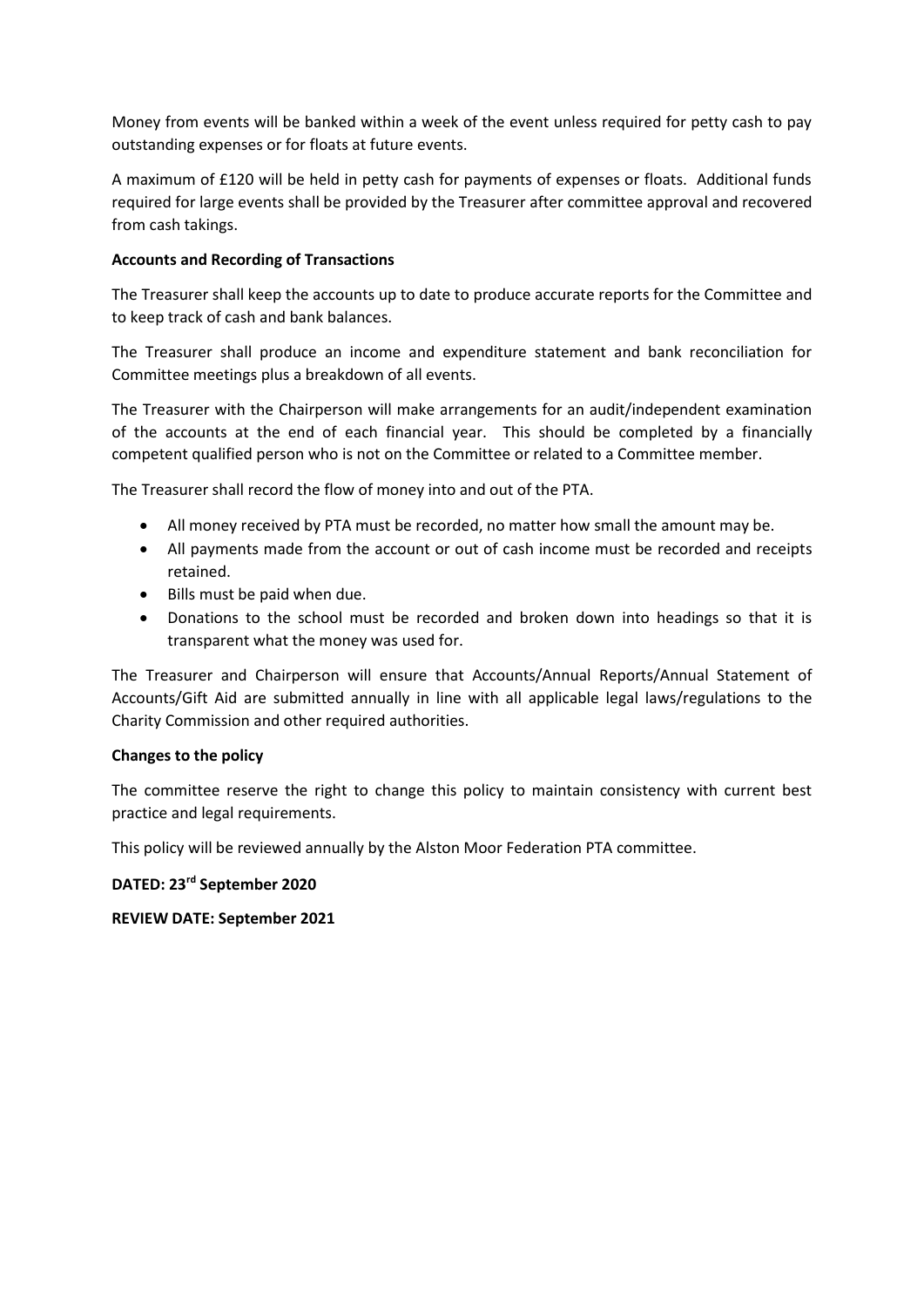Money from events will be banked within a week of the event unless required for petty cash to pay outstanding expenses or for floats at future events.

A maximum of £120 will be held in petty cash for payments of expenses or floats. Additional funds required for large events shall be provided by the Treasurer after committee approval and recovered from cash takings.

**Accounts and Recording of Transactions**

The Treasurer shall keep the accounts up to date to produce accurate reports for the Committee and to keep track of cash and bank balances.

The Treasurer shall produce an income and expenditure statement and bank reconciliation for Committee meetings plus a breakdown of all events.

The Treasurer with the Chairperson will make arrangements for an audit/independent examination of the accounts at the end of each financial year. This should be completed by a financially competent qualified person who is not on the Committee or related to a Committee member.

The Treasurer shall record the flow of money into and out of the PTA.

- All money received by PTA must be recorded, no matter how small the amount may be.
- All payments made from the account or out of cash income must be recorded and receipts retained.
- Bills must be paid when due.
- Donations to the school must be recorded and broken down into headings so that it is transparent what the money was used for.

The Treasurer and Chairperson will ensure that Accounts/Annual Reports/Annual Statement of Accounts/Gift Aid are submitted annually in line with all applicable legal laws/regulations to the Charity Commission and other required authorities.

**Changes to the policy**

The committee reserve the right to change this policy to maintain consistency with current best practice and legal requirements.

This policy will be reviewed annually by the Alston Moor Federation PTA committee.

**DATED: 23rd September 2020**

**REVIEW DATE: September 2021**